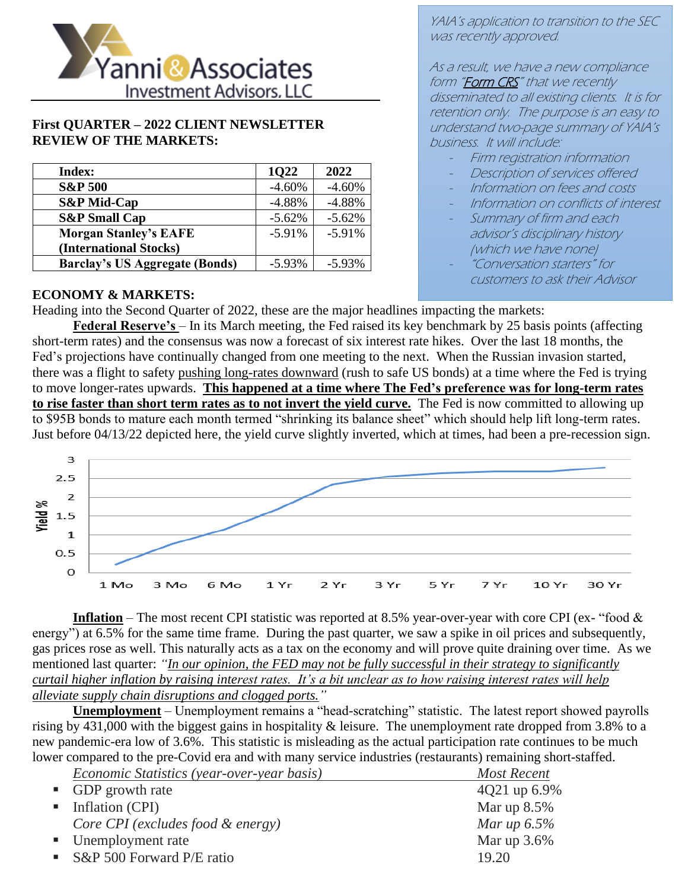Yanni & Associates Investment Advisors, LLC

**First QUARTER – 2022 CLIENT NEWSLETTER**
**REVIEW OF THE MARKETS:**

| Index: | 1Q22 | 2022 |
|---|---|---|
| **S&P 500** | -4.60% | -4.60% |
| **S&P Mid-Cap** | -4.88% | -4.88% |
| **S&P Small Cap** | -5.62% | -5.62% |
| **Morgan Stanley's EAFE (International Stocks)** | -5.91% | -5.91% |
| **Barclay's US Aggregate (Bonds)** | -5.93% | -5.93% |

*YAIA's application to transition to the SEC was recently approved.*

*As a result, we have a new compliance form "Form CRS" that we recently disseminated to all existing clients. It is for retention only. The purpose is an easy to understand two-page summary of YAIA's business. It will include:*

- *Firm registration information*
- *Description of services offered*
- *Information on fees and costs*
- *Information on conflicts of interest*
- *Summary of firm and each advisor's disciplinary history (which we have none)*
- *"Conversation starters" for customers to ask their Advisor*

**ECONOMY & MARKETS:**

Heading into the Second Quarter of 2022, these are the major headlines impacting the markets:

**Federal Reserve's** – In its March meeting, the Fed raised its key benchmark by 25 basis points (affecting short-term rates) and the consensus was now a forecast of six interest rate hikes. Over the last 18 months, the Fed's projections have continually changed from one meeting to the next. When the Russian invasion started, there was a flight to safety pushing long-rates downward (rush to safe US bonds) at a time where the Fed is trying to move longer-rates upwards. **This happened at a time where The Fed's preference was for long-term rates to rise faster than short term rates as to not invert the yield curve.** The Fed is now committed to allowing up to $95B bonds to mature each month termed "shrinking its balance sheet" which should help lift long-term rates. Just before 04/13/22 depicted here, the yield curve slightly inverted, which at times, had been a pre-recession sign.

**Inflation** – The most recent CPI statistic was reported at 8.5% year-over-year with core CPI (ex- "food & energy") at 6.5% for the same time frame. During the past quarter, we saw a spike in oil prices and subsequently, gas prices rose as well. This naturally acts as a tax on the economy and will prove quite draining over time. As we mentioned last quarter: *"In our opinion, the FED may not be fully successful in their strategy to significantly curtail higher inflation by raising interest rates. It's a bit unclear as to how raising interest rates will help alleviate supply chain disruptions and clogged ports."*

**Unemployment** – Unemployment remains a "head-scratching" statistic. The latest report showed payrolls rising by 431,000 with the biggest gains in hospitality & leisure. The unemployment rate dropped from 3.8% to a new pandemic-era low of 3.6%. This statistic is misleading as the actual participation rate continues to be much lower compared to the pre-Covid era and with many service industries (restaurants) remaining short-staffed.

| *Economic Statistics (year-over-year basis)* | *Most Recent* |
|---|---|
| GDP growth rate | 4Q21 up 6.9% |
| Inflation (CPI) | Mar up 8.5% |
| *Core CPI (excludes food & energy)* | *Mar up 6.5%* |
| Unemployment rate | Mar up 3.6% |
| S&P 500 Forward P/E ratio | 19.20 |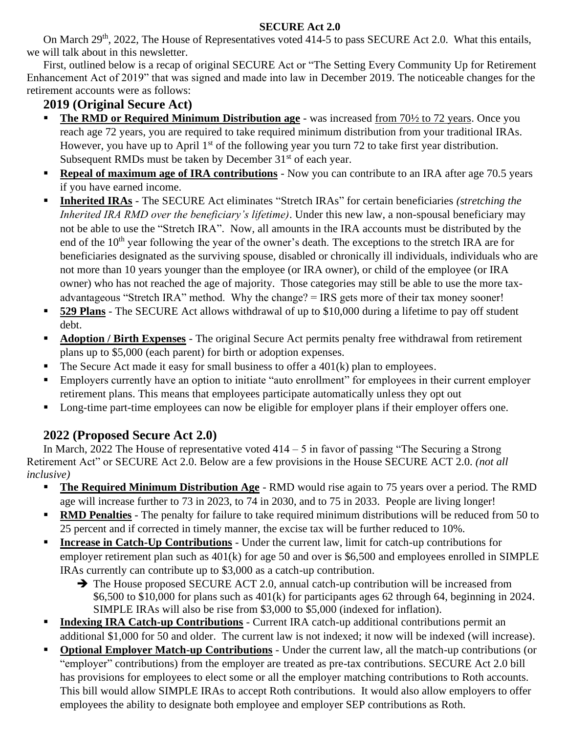**SECURE Act 2.0**

On March 29th, 2022, The House of Representatives voted 414-5 to pass SECURE Act 2.0. What this entails, we will talk about in this newsletter.

First, outlined below is a recap of original SECURE Act or "The Setting Every Community Up for Retirement Enhancement Act of 2019" that was signed and made into law in December 2019. The noticeable changes for the retirement accounts were as follows:

## 2019 (Original Secure Act)

- **The RMD or Required Minimum Distribution age** - was increased from 70½ to 72 years. Once you reach age 72 years, you are required to take required minimum distribution from your traditional IRAs. However, you have up to April 1st of the following year you turn 72 to take first year distribution. Subsequent RMDs must be taken by December 31st of each year.
- **Repeal of maximum age of IRA contributions** - Now you can contribute to an IRA after age 70.5 years if you have earned income.
- **Inherited IRAs** - The SECURE Act eliminates "Stretch IRAs" for certain beneficiaries *(stretching the Inherited IRA RMD over the beneficiary's lifetime)*. Under this new law, a non-spousal beneficiary may not be able to use the "Stretch IRA". Now, all amounts in the IRA accounts must be distributed by the end of the 10th year following the year of the owner's death. The exceptions to the stretch IRA are for beneficiaries designated as the surviving spouse, disabled or chronically ill individuals, individuals who are not more than 10 years younger than the employee (or IRA owner), or child of the employee (or IRA owner) who has not reached the age of majority. Those categories may still be able to use the more tax-advantageous "Stretch IRA" method. Why the change? = IRS gets more of their tax money sooner!
- **529 Plans** - The SECURE Act allows withdrawal of up to $10,000 during a lifetime to pay off student debt.
- **Adoption / Birth Expenses** - The original Secure Act permits penalty free withdrawal from retirement plans up to $5,000 (each parent) for birth or adoption expenses.
- The Secure Act made it easy for small business to offer a 401(k) plan to employees.
- Employers currently have an option to initiate "auto enrollment" for employees in their current employer retirement plans. This means that employees participate automatically unless they opt out
- Long-time part-time employees can now be eligible for employer plans if their employer offers one.

## 2022 (Proposed Secure Act 2.0)

In March, 2022 The House of representative voted 414 – 5 in favor of passing "The Securing a Strong Retirement Act" or SECURE Act 2.0. Below are a few provisions in the House SECURE ACT 2.0. *(not all inclusive)*

- **The Required Minimum Distribution Age** - RMD would rise again to 75 years over a period. The RMD age will increase further to 73 in 2023, to 74 in 2030, and to 75 in 2033. People are living longer!
- **RMD Penalties** - The penalty for failure to take required minimum distributions will be reduced from 50 to 25 percent and if corrected in timely manner, the excise tax will be further reduced to 10%.
- **Increase in Catch-Up Contributions** - Under the current law, limit for catch-up contributions for employer retirement plan such as 401(k) for age 50 and over is $6,500 and employees enrolled in SIMPLE IRAs currently can contribute up to $3,000 as a catch-up contribution.
  - ➔ The House proposed SECURE ACT 2.0, annual catch-up contribution will be increased from $6,500 to $10,000 for plans such as 401(k) for participants ages 62 through 64, beginning in 2024. SIMPLE IRAs will also be rise from $3,000 to $5,000 (indexed for inflation).
- **Indexing IRA Catch-up Contributions** - Current IRA catch-up additional contributions permit an additional $1,000 for 50 and older. The current law is not indexed; it now will be indexed (will increase).
- **Optional Employer Match-up Contributions** - Under the current law, all the match-up contributions (or "employer" contributions) from the employer are treated as pre-tax contributions. SECURE Act 2.0 bill has provisions for employees to elect some or all the employer matching contributions to Roth accounts. This bill would allow SIMPLE IRAs to accept Roth contributions. It would also allow employers to offer employees the ability to designate both employee and employer SEP contributions as Roth.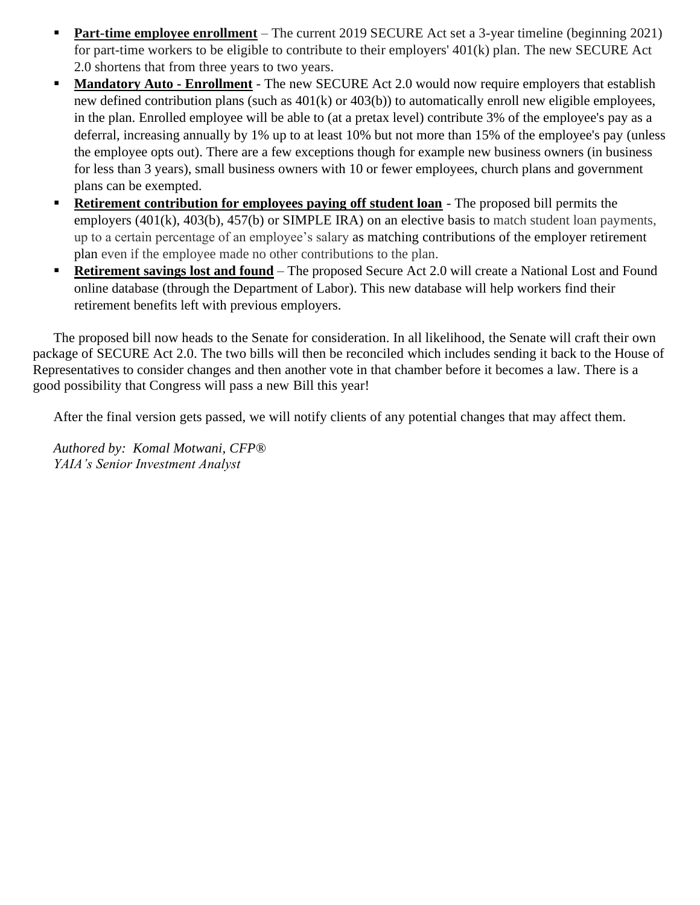- **Part-time employee enrollment** – The current 2019 SECURE Act set a 3-year timeline (beginning 2021) for part-time workers to be eligible to contribute to their employers' 401(k) plan. The new SECURE Act 2.0 shortens that from three years to two years.
- **Mandatory Auto - Enrollment** - The new SECURE Act 2.0 would now require employers that establish new defined contribution plans (such as 401(k) or 403(b)) to automatically enroll new eligible employees, in the plan. Enrolled employee will be able to (at a pretax level) contribute 3% of the employee's pay as a deferral, increasing annually by 1% up to at least 10% but not more than 15% of the employee's pay (unless the employee opts out). There are a few exceptions though for example new business owners (in business for less than 3 years), small business owners with 10 or fewer employees, church plans and government plans can be exempted.
- **Retirement contribution for employees paying off student loan** - The proposed bill permits the employers (401(k), 403(b), 457(b) or SIMPLE IRA) on an elective basis to match student loan payments, up to a certain percentage of an employee's salary as matching contributions of the employer retirement plan even if the employee made no other contributions to the plan.
- **Retirement savings lost and found** – The proposed Secure Act 2.0 will create a National Lost and Found online database (through the Department of Labor). This new database will help workers find their retirement benefits left with previous employers.

The proposed bill now heads to the Senate for consideration. In all likelihood, the Senate will craft their own package of SECURE Act 2.0. The two bills will then be reconciled which includes sending it back to the House of Representatives to consider changes and then another vote in that chamber before it becomes a law. There is a good possibility that Congress will pass a new Bill this year!

After the final version gets passed, we will notify clients of any potential changes that may affect them.

*Authored by: Komal Motwani, CFP®*
*YAIA's Senior Investment Analyst*